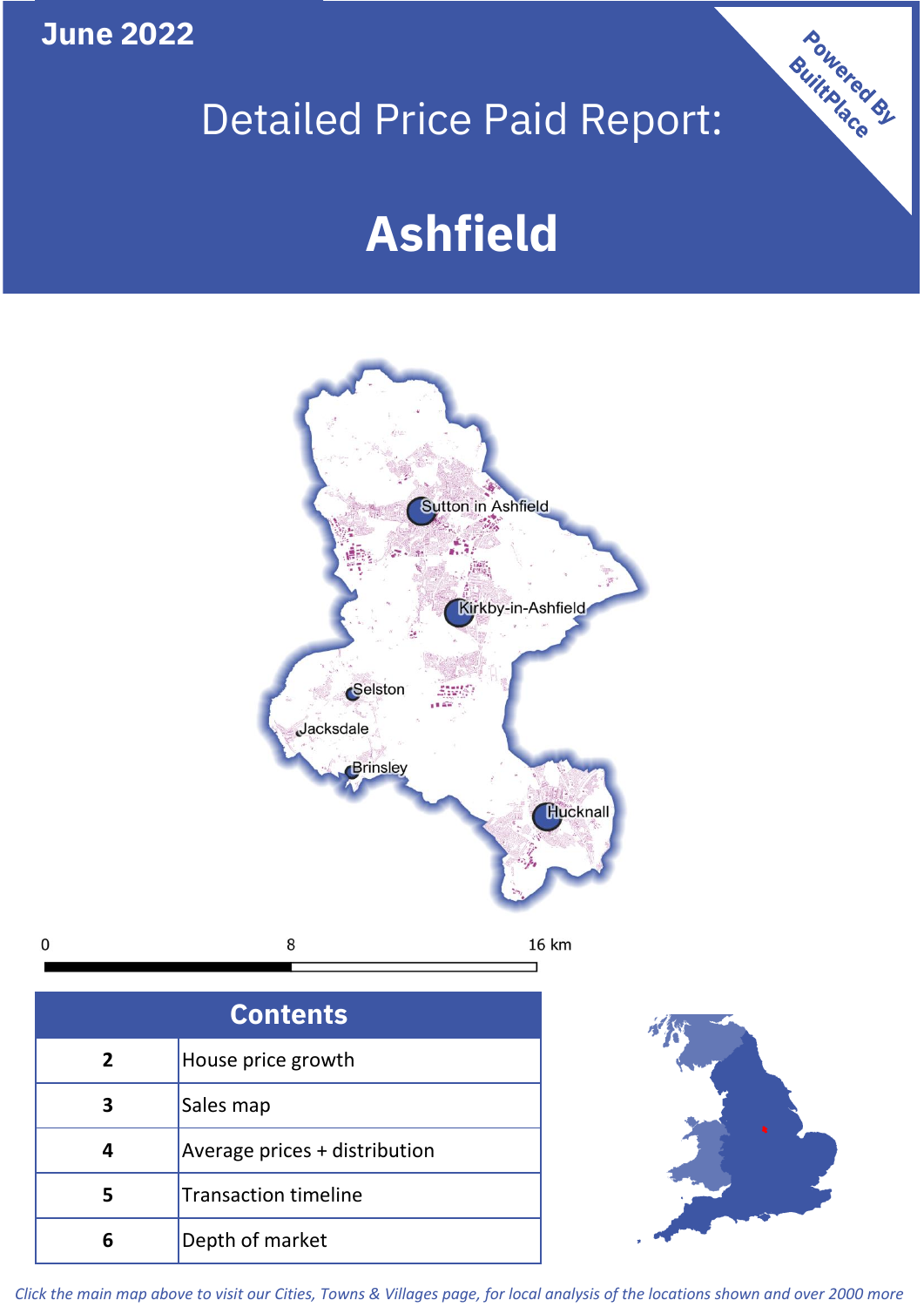June 2022

# Detailed Price Paid Report:

# Ashfield

Powered By BuiltPlace

Sutton in Ashfield

Kirkby-in-Ashfield

Selston

Jacksdale

Brinsley

Hucknall

0 8 16 km

| Contents | |
|---|---|
| 2 | House price growth |
| 3 | Sales map |
| 4 | Average prices + distribution |
| 5 | Transaction timeline |
| 6 | Depth of market |

*Click the main map above to visit our Cities, Towns & Villages page, for local analysis of the locations shown and over 2000 more*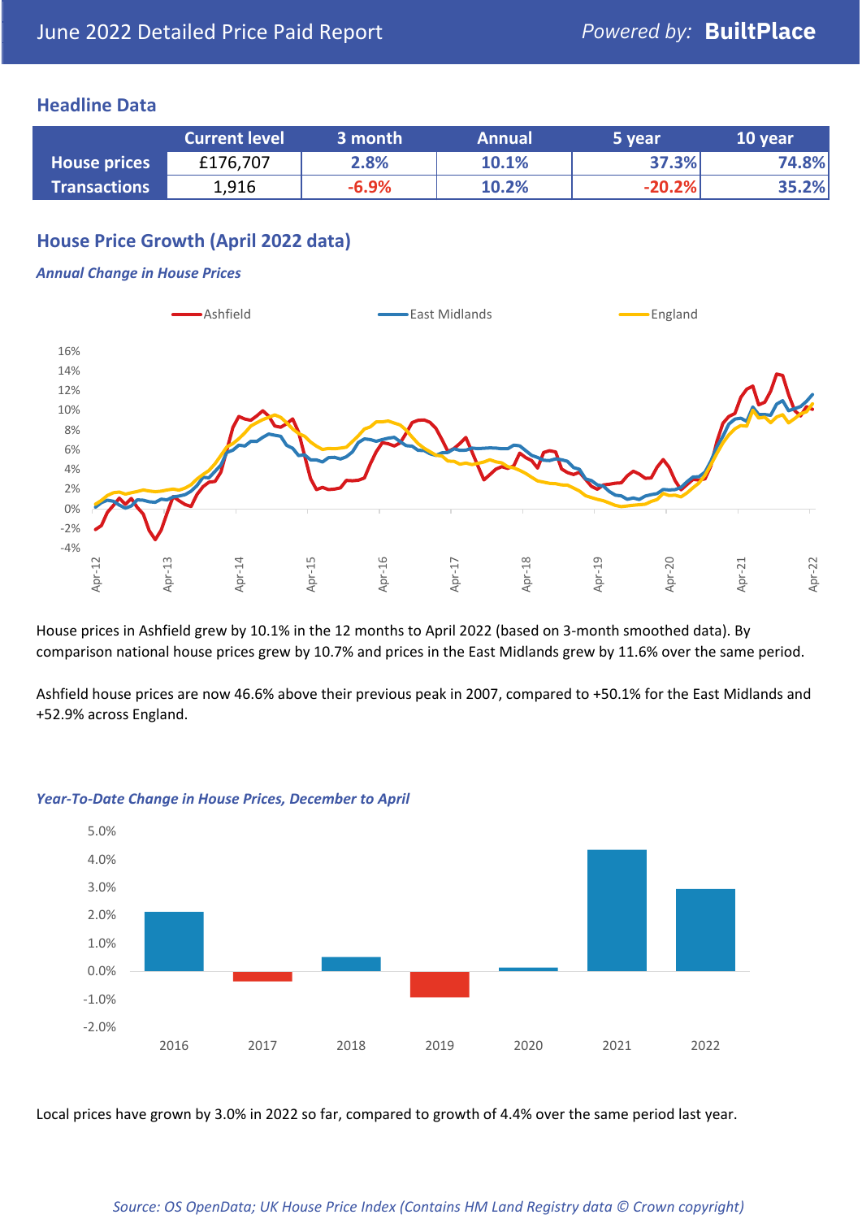# June 2022 Detailed Price Paid Report

Powered by: **BuiltPlace**

## Headline Data

| | Current level | 3 month | Annual | 5 year | 10 year |
|---|---|---|---|---|---|
| **House prices** | £176,707 | 2.8% | 10.1% | 37.3% | 74.8% |
| **Transactions** | 1,916 | -6.9% | 10.2% | -20.2% | 35.2% |

## House Price Growth (April 2022 data)

### *Annual Change in House Prices*

House prices in Ashfield grew by 10.1% in the 12 months to April 2022 (based on 3-month smoothed data). By comparison national house prices grew by 10.7% and prices in the East Midlands grew by 11.6% over the same period.

Ashfield house prices are now 46.6% above their previous peak in 2007, compared to +50.1% for the East Midlands and +52.9% across England.

### *Year-To-Date Change in House Prices, December to April*

Local prices have grown by 3.0% in 2022 so far, compared to growth of 4.4% over the same period last year.

*Source: OS OpenData; UK House Price Index (Contains HM Land Registry data © Crown copyright)*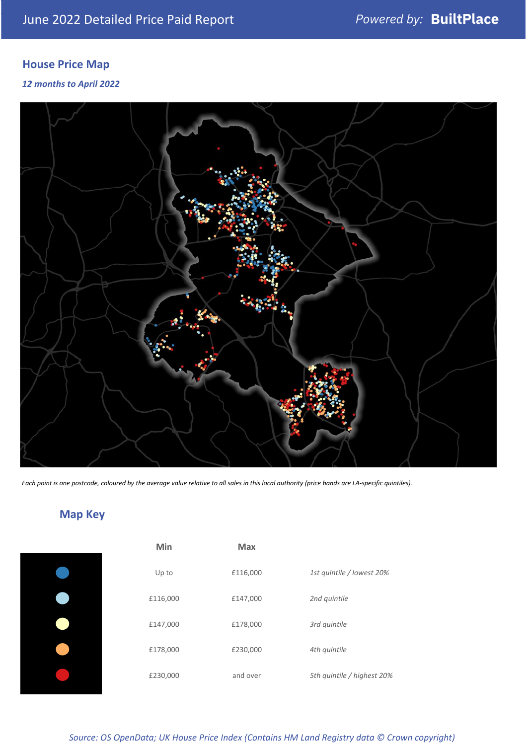June 2022 Detailed Price Paid Report

Powered by: **BuiltPlace**

## House Price Map

*12 months to April 2022*

*Each point is one postcode, coloured by the average value relative to all sales in this local authority (price bands are LA-specific quintiles).*

## Map Key

| | Min | Max | |
|---|---|---|---|
| | Up to | £116,000 | *1st quintile / lowest 20%* |
| | £116,000 | £147,000 | *2nd quintile* |
| | £147,000 | £178,000 | *3rd quintile* |
| | £178,000 | £230,000 | *4th quintile* |
| | £230,000 | and over | *5th quintile / highest 20%* |

*Source: OS OpenData; UK House Price Index (Contains HM Land Registry data © Crown copyright)*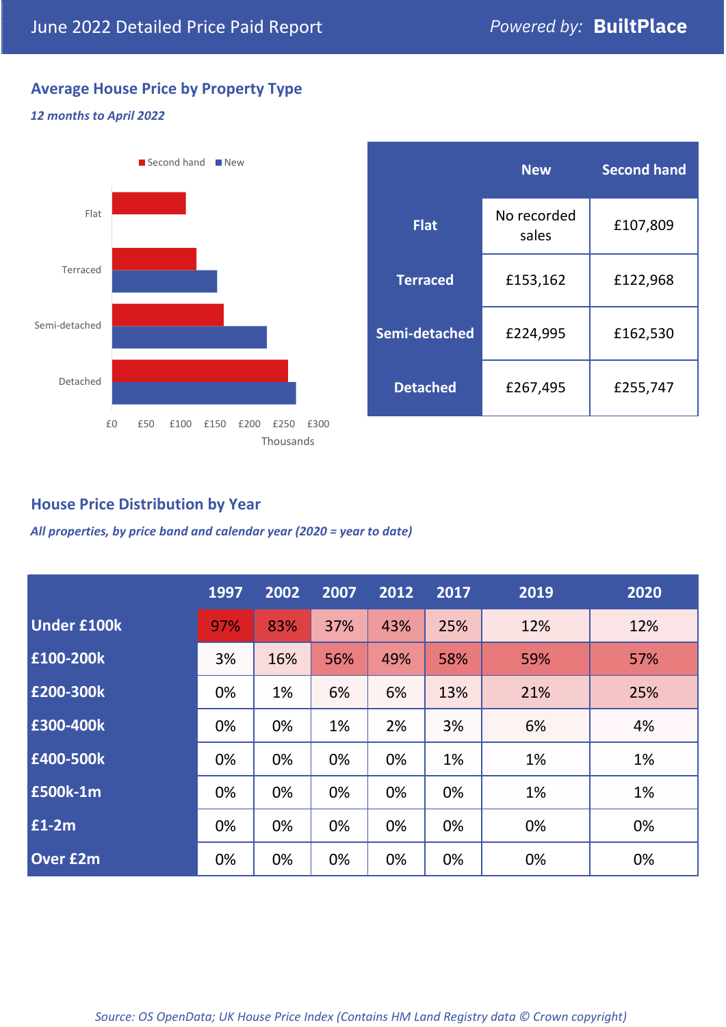June 2022 Detailed Price Paid Report

*Powered by:* **BuiltPlace**

## Average House Price by Property Type

*12 months to April 2022*

|  | New | Second hand |
|---|---|---|
| **Flat** | No recorded sales | £107,809 |
| **Terraced** | £153,162 | £122,968 |
| **Semi-detached** | £224,995 | £162,530 |
| **Detached** | £267,495 | £255,747 |

## House Price Distribution by Year

*All properties, by price band and calendar year (2020 = year to date)*

|  | 1997 | 2002 | 2007 | 2012 | 2017 | 2019 | 2020 |
|---|---|---|---|---|---|---|---|
| **Under £100k** | 97% | 83% | 37% | 43% | 25% | 12% | 12% |
| **£100-200k** | 3% | 16% | 56% | 49% | 58% | 59% | 57% |
| **£200-300k** | 0% | 1% | 6% | 6% | 13% | 21% | 25% |
| **£300-400k** | 0% | 0% | 1% | 2% | 3% | 6% | 4% |
| **£400-500k** | 0% | 0% | 0% | 0% | 1% | 1% | 1% |
| **£500k-1m** | 0% | 0% | 0% | 0% | 0% | 1% | 1% |
| **£1-2m** | 0% | 0% | 0% | 0% | 0% | 0% | 0% |
| **Over £2m** | 0% | 0% | 0% | 0% | 0% | 0% | 0% |

*Source: OS OpenData; UK House Price Index (Contains HM Land Registry data © Crown copyright)*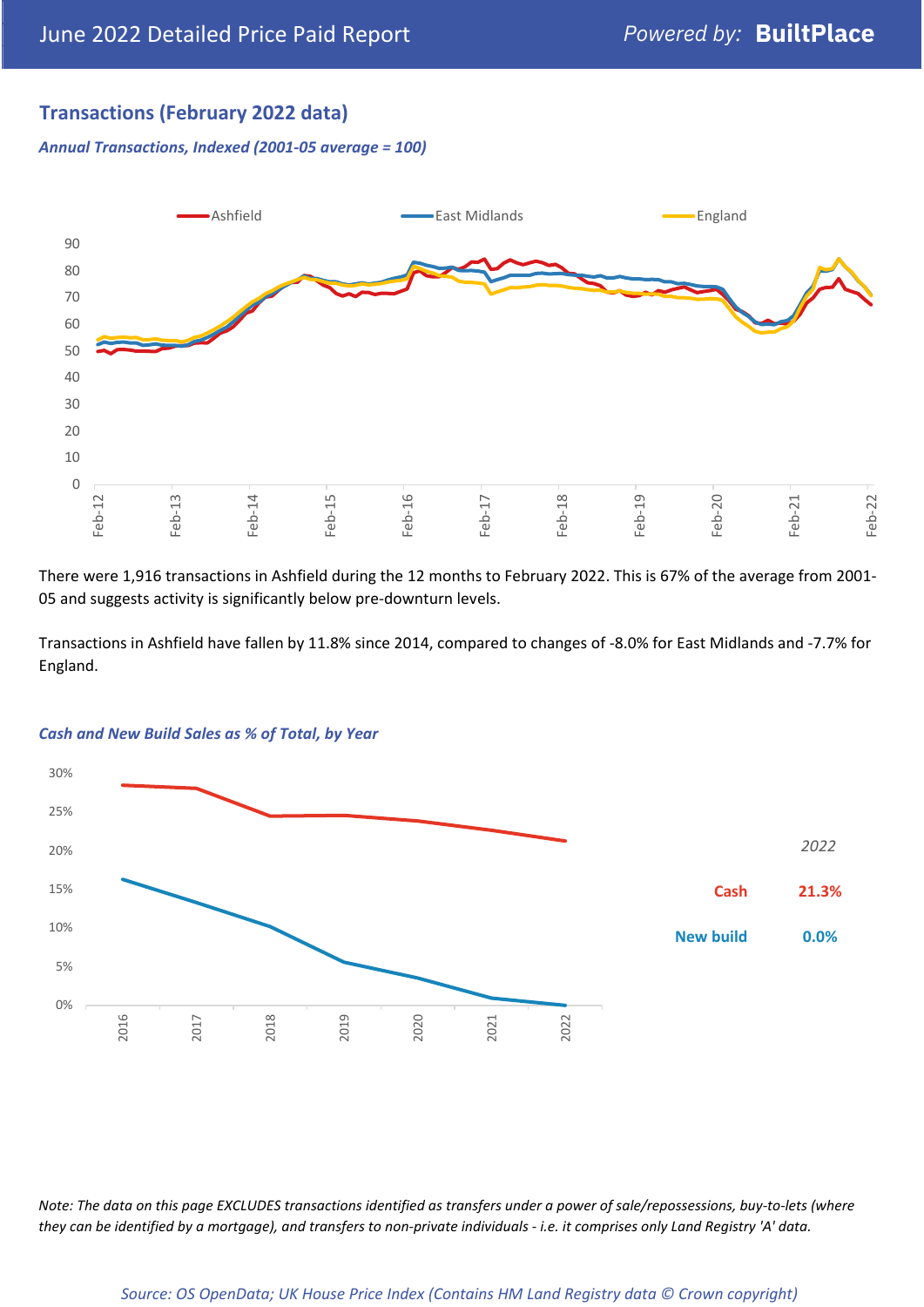## Transactions (February 2022 data)

### *Annual Transactions, Indexed (2001-05 average = 100)*

There were 1,916 transactions in Ashfield during the 12 months to February 2022. This is 67% of the average from 2001-05 and suggests activity is significantly below pre-downturn levels.

Transactions in Ashfield have fallen by 11.8% since 2014, compared to changes of -8.0% for East Midlands and -7.7% for England.

### *Cash and New Build Sales as % of Total, by Year*

*2022*

| | |
|---|---|
| Cash | 21.3% |
| New build | 0.0% |

*Note: The data on this page EXCLUDES transactions identified as transfers under a power of sale/repossessions, buy-to-lets (where they can be identified by a mortgage), and transfers to non-private individuals - i.e. it comprises only Land Registry 'A' data.*

*Source: OS OpenData; UK House Price Index (Contains HM Land Registry data © Crown copyright)*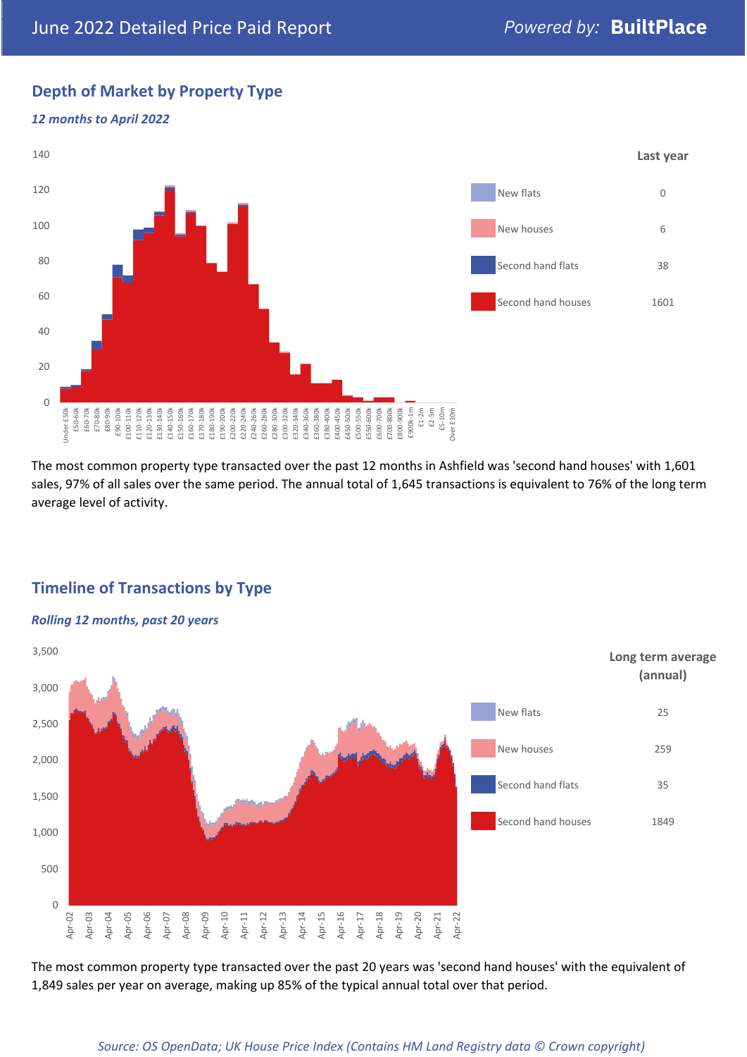June 2022 Detailed Price Paid Report

Powered by: **BuiltPlace**

## Depth of Market by Property Type

*12 months to April 2022*

140
120
100
80
60
40
20
0

Under £50k, £50-60k, £60-70k, £70-80k, £80-90k, £90-100k, £100-110k, £110-120k, £120-130k, £130-140k, £140-150k, £150-160k, £160-170k, £170-180k, £180-190k, £190-200k, £200-220k, £220-240k, £240-260k, £260-280k, £280-300k, £300-320k, £320-340k, £340-360k, £360-380k, £380-400k, £400-450k, £450-500k, £500-550k, £550-600k, £600-700k, £700-800k, £800-900k, £900k-1m, £1-2m, £2-5m, £5-10m, Over £10m

Last year

New flats 0

New houses 6

Second hand flats 38

Second hand houses 1601

The most common property type transacted over the past 12 months in Ashfield was 'second hand houses' with 1,601 sales, 97% of all sales over the same period. The annual total of 1,645 transactions is equivalent to 76% of the long term average level of activity.

## Timeline of Transactions by Type

*Rolling 12 months, past 20 years*

3,500
3,000
2,500
2,000
1,500
1,000
500
0

Apr-02, Apr-03, Apr-04, Apr-05, Apr-06, Apr-07, Apr-08, Apr-09, Apr-10, Apr-11, Apr-12, Apr-13, Apr-14, Apr-15, Apr-16, Apr-17, Apr-18, Apr-19, Apr-20, Apr-21, Apr-22

Long term average (annual)

New flats 25

New houses 259

Second hand flats 35

Second hand houses 1849

The most common property type transacted over the past 20 years was 'second hand houses' with the equivalent of 1,849 sales per year on average, making up 85% of the typical annual total over that period.

*Source: OS OpenData; UK House Price Index (Contains HM Land Registry data © Crown copyright)*